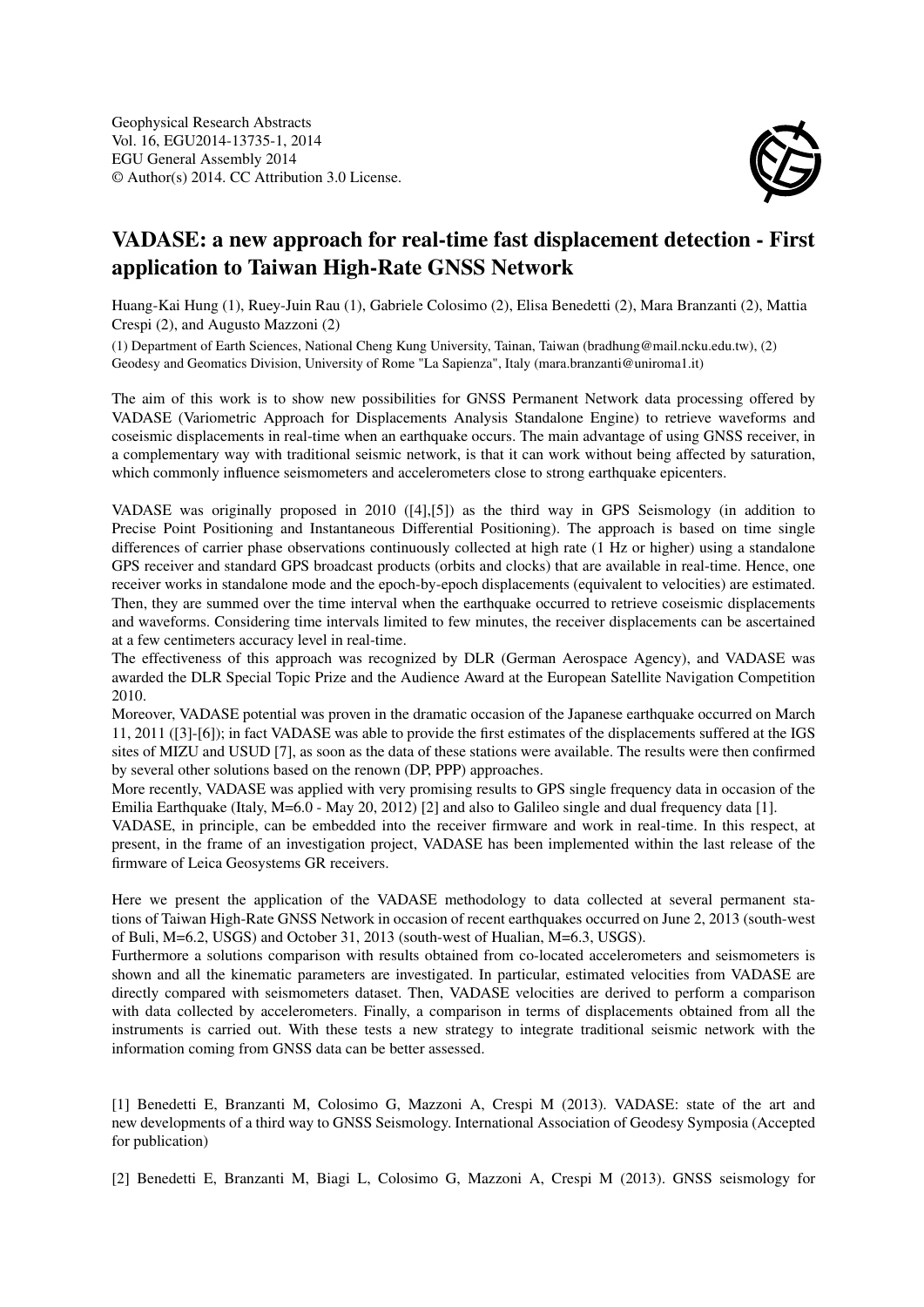Geophysical Research Abstracts
Vol. 16, EGU2014-13735-1, 2014
EGU General Assembly 2014
© Author(s) 2014. CC Attribution 3.0 License.

# VADASE: a new approach for real-time fast displacement detection - First application to Taiwan High-Rate GNSS Network

Huang-Kai Hung (1), Ruey-Juin Rau (1), Gabriele Colosimo (2), Elisa Benedetti (2), Mara Branzanti (2), Mattia Crespi (2), and Augusto Mazzoni (2)

(1) Department of Earth Sciences, National Cheng Kung University, Tainan, Taiwan (bradhung@mail.ncku.edu.tw), (2) Geodesy and Geomatics Division, University of Rome "La Sapienza", Italy (mara.branzanti@uniroma1.it)

The aim of this work is to show new possibilities for GNSS Permanent Network data processing offered by VADASE (Variometric Approach for Displacements Analysis Standalone Engine) to retrieve waveforms and coseismic displacements in real-time when an earthquake occurs. The main advantage of using GNSS receiver, in a complementary way with traditional seismic network, is that it can work without being affected by saturation, which commonly influence seismometers and accelerometers close to strong earthquake epicenters.

VADASE was originally proposed in 2010 ([4],[5]) as the third way in GPS Seismology (in addition to Precise Point Positioning and Instantaneous Differential Positioning). The approach is based on time single differences of carrier phase observations continuously collected at high rate (1 Hz or higher) using a standalone GPS receiver and standard GPS broadcast products (orbits and clocks) that are available in real-time. Hence, one receiver works in standalone mode and the epoch-by-epoch displacements (equivalent to velocities) are estimated. Then, they are summed over the time interval when the earthquake occurred to retrieve coseismic displacements and waveforms. Considering time intervals limited to few minutes, the receiver displacements can be ascertained at a few centimeters accuracy level in real-time.

The effectiveness of this approach was recognized by DLR (German Aerospace Agency), and VADASE was awarded the DLR Special Topic Prize and the Audience Award at the European Satellite Navigation Competition 2010.

Moreover, VADASE potential was proven in the dramatic occasion of the Japanese earthquake occurred on March 11, 2011 ([3]-[6]); in fact VADASE was able to provide the first estimates of the displacements suffered at the IGS sites of MIZU and USUD [7], as soon as the data of these stations were available. The results were then confirmed by several other solutions based on the renown (DP, PPP) approaches.

More recently, VADASE was applied with very promising results to GPS single frequency data in occasion of the Emilia Earthquake (Italy, M=6.0 - May 20, 2012) [2] and also to Galileo single and dual frequency data [1].

VADASE, in principle, can be embedded into the receiver firmware and work in real-time. In this respect, at present, in the frame of an investigation project, VADASE has been implemented within the last release of the firmware of Leica Geosystems GR receivers.

Here we present the application of the VADASE methodology to data collected at several permanent stations of Taiwan High-Rate GNSS Network in occasion of recent earthquakes occurred on June 2, 2013 (south-west of Buli, M=6.2, USGS) and October 31, 2013 (south-west of Hualian, M=6.3, USGS).

Furthermore a solutions comparison with results obtained from co-located accelerometers and seismometers is shown and all the kinematic parameters are investigated. In particular, estimated velocities from VADASE are directly compared with seismometers dataset. Then, VADASE velocities are derived to perform a comparison with data collected by accelerometers. Finally, a comparison in terms of displacements obtained from all the instruments is carried out. With these tests a new strategy to integrate traditional seismic network with the information coming from GNSS data can be better assessed.

[1] Benedetti E, Branzanti M, Colosimo G, Mazzoni A, Crespi M (2013). VADASE: state of the art and new developments of a third way to GNSS Seismology. International Association of Geodesy Symposia (Accepted for publication)

[2] Benedetti E, Branzanti M, Biagi L, Colosimo G, Mazzoni A, Crespi M (2013). GNSS seismology for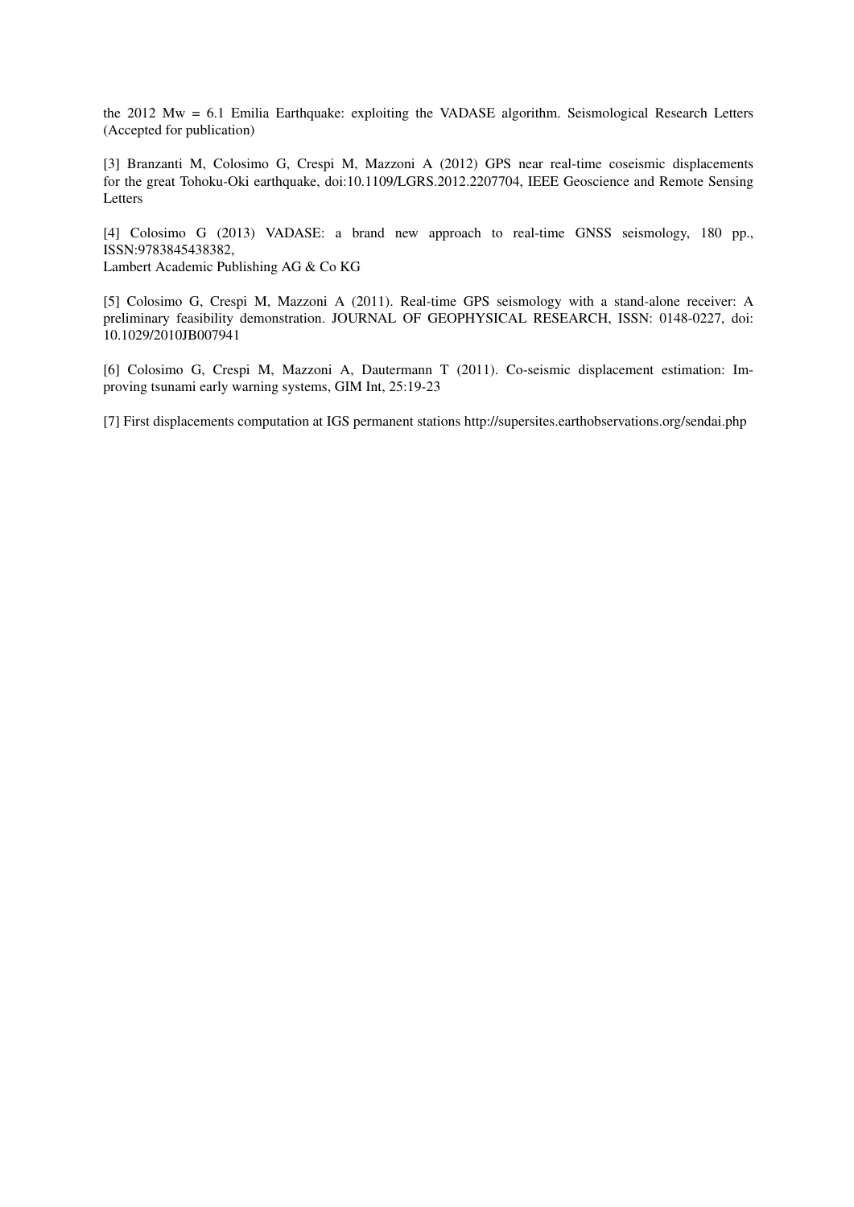the 2012 Mw = 6.1 Emilia Earthquake: exploiting the VADASE algorithm. Seismological Research Letters (Accepted for publication)

[3] Branzanti M, Colosimo G, Crespi M, Mazzoni A (2012) GPS near real-time coseismic displacements for the great Tohoku-Oki earthquake, doi:10.1109/LGRS.2012.2207704, IEEE Geoscience and Remote Sensing Letters

[4] Colosimo G (2013) VADASE: a brand new approach to real-time GNSS seismology, 180 pp., ISSN:9783845438382,
Lambert Academic Publishing AG & Co KG

[5] Colosimo G, Crespi M, Mazzoni A (2011). Real-time GPS seismology with a stand-alone receiver: A preliminary feasibility demonstration. JOURNAL OF GEOPHYSICAL RESEARCH, ISSN: 0148-0227, doi: 10.1029/2010JB007941

[6] Colosimo G, Crespi M, Mazzoni A, Dautermann T (2011). Co-seismic displacement estimation: Improving tsunami early warning systems, GIM Int, 25:19-23

[7] First displacements computation at IGS permanent stations http://supersites.earthobservations.org/sendai.php